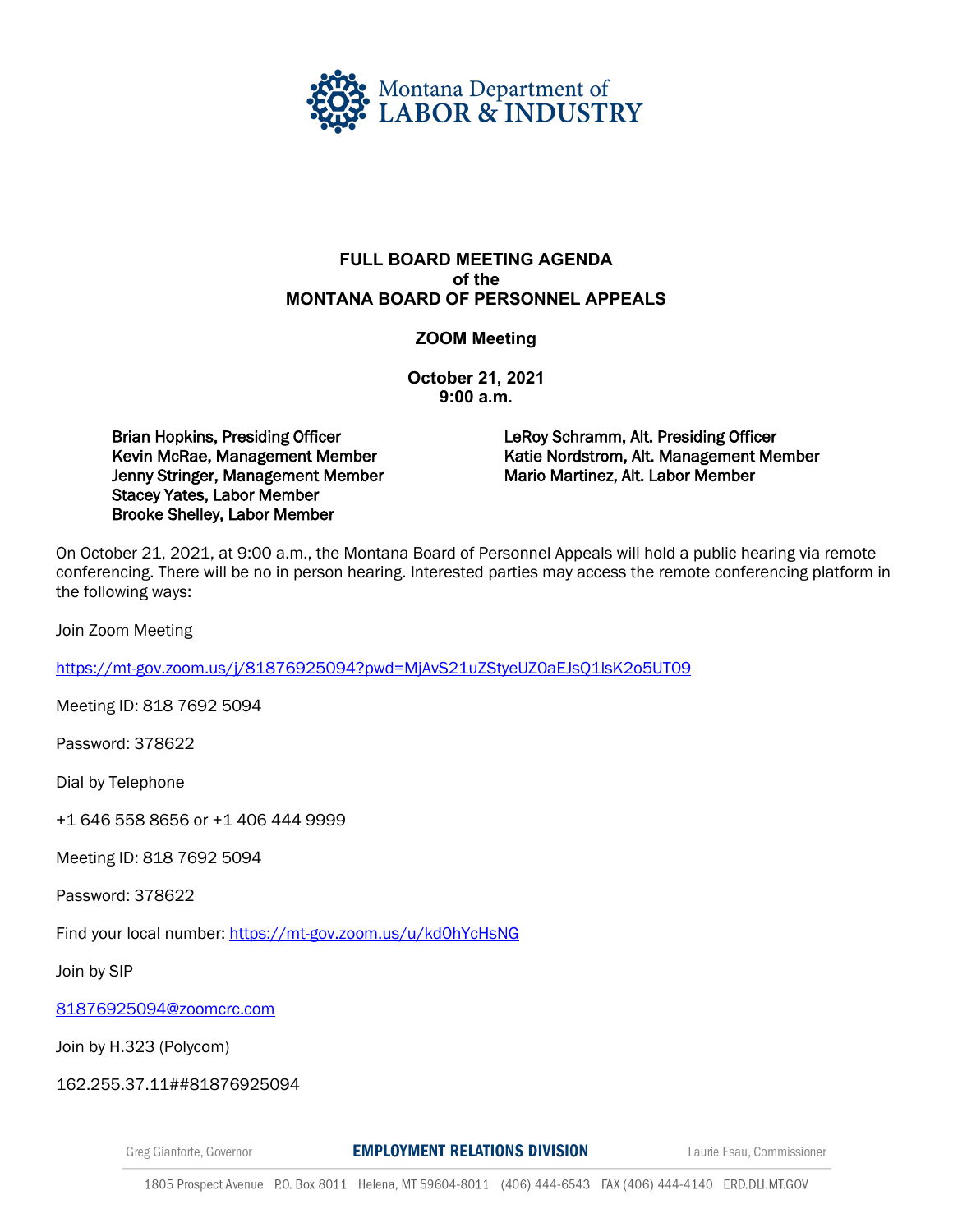Montana Department of LABOR & INDUSTRY

# FULL BOARD MEETING AGENDA
# of the
# MONTANA BOARD OF PERSONNEL APPEALS

## ZOOM Meeting

**October 21, 2021**
**9:00 a.m.**

Brian Hopkins, Presiding Officer
Kevin McRae, Management Member
Jenny Stringer, Management Member
Stacey Yates, Labor Member
Brooke Shelley, Labor Member

LeRoy Schramm, Alt. Presiding Officer
Katie Nordstrom, Alt. Management Member
Mario Martinez, Alt. Labor Member

On October 21, 2021, at 9:00 a.m., the Montana Board of Personnel Appeals will hold a public hearing via remote conferencing. There will be no in person hearing. Interested parties may access the remote conferencing platform in the following ways:

Join Zoom Meeting

https://mt-gov.zoom.us/j/81876925094?pwd=MjAvS21uZStyeUZ0aEJsQ1lsK2o5UT09

Meeting ID: 818 7692 5094

Password: 378622

Dial by Telephone

+1 646 558 8656 or +1 406 444 9999

Meeting ID: 818 7692 5094

Password: 378622

Find your local number: https://mt-gov.zoom.us/u/kd0hYcHsNG

Join by SIP

81876925094@zoomcrc.com

Join by H.323 (Polycom)

162.255.37.11##81876925094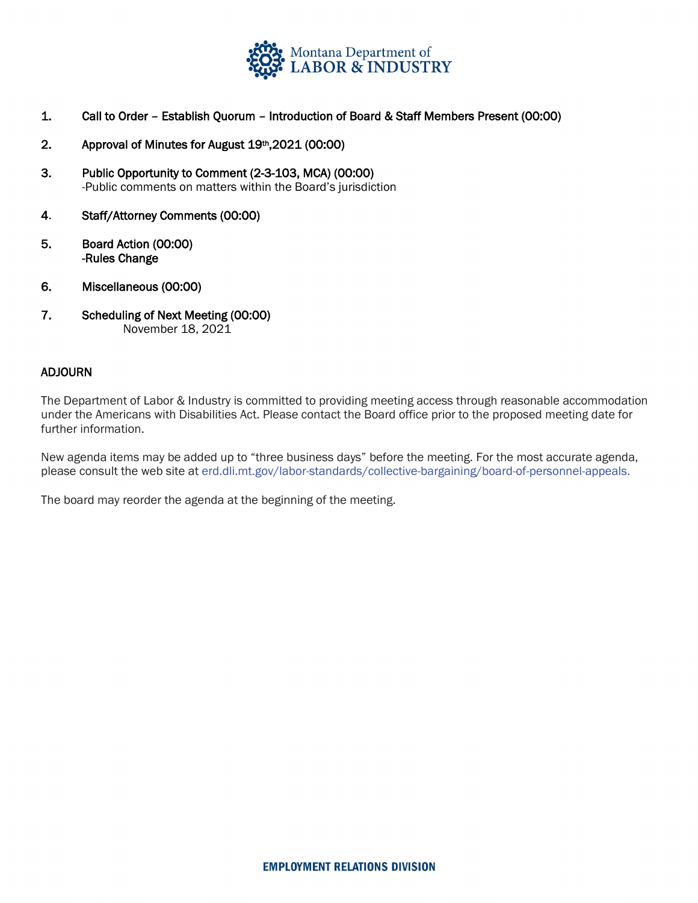1. **Call to Order – Establish Quorum – Introduction of Board & Staff Members Present (00:00)**

2. **Approval of Minutes for August 19th,2021 (00:00)**

3. **Public Opportunity to Comment (2-3-103, MCA) (00:00)**
   -Public comments on matters within the Board's jurisdiction

4. **Staff/Attorney Comments (00:00)**

5. **Board Action (00:00)**
   **-Rules Change**

6. **Miscellaneous (00:00)**

7. **Scheduling of Next Meeting (00:00)**
   November 18, 2021

**ADJOURN**

The Department of Labor & Industry is committed to providing meeting access through reasonable accommodation under the Americans with Disabilities Act. Please contact the Board office prior to the proposed meeting date for further information.

New agenda items may be added up to "three business days" before the meeting. For the most accurate agenda, please consult the web site at erd.dli.mt.gov/labor-standards/collective-bargaining/board-of-personnel-appeals.

The board may reorder the agenda at the beginning of the meeting.